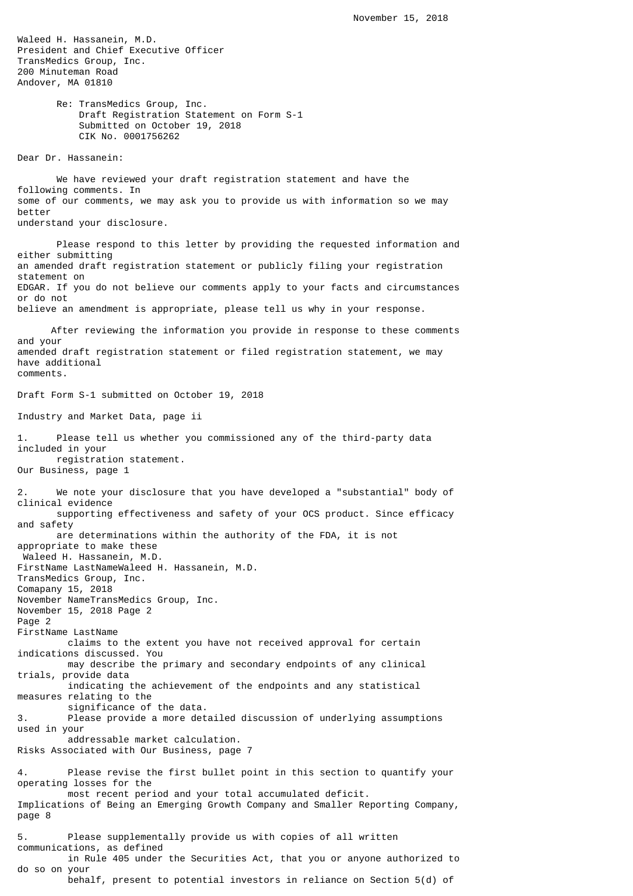November 15, 2018

Waleed H. Hassanein, M.D.
President and Chief Executive Officer
TransMedics Group, Inc.
200 Minuteman Road
Andover, MA 01810

Re: TransMedics Group, Inc.
Draft Registration Statement on Form S-1
Submitted on October 19, 2018
CIK No. 0001756262

Dear Dr. Hassanein:

We have reviewed your draft registration statement and have the following comments. In some of our comments, we may ask you to provide us with information so we may better understand your disclosure.

Please respond to this letter by providing the requested information and either submitting an amended draft registration statement or publicly filing your registration statement on EDGAR. If you do not believe our comments apply to your facts and circumstances or do not believe an amendment is appropriate, please tell us why in your response.

After reviewing the information you provide in response to these comments and your amended draft registration statement or filed registration statement, we may have additional comments.

Draft Form S-1 submitted on October 19, 2018

Industry and Market Data, page ii

1. Please tell us whether you commissioned any of the third-party data included in your registration statement.

Our Business, page 1

2. We note your disclosure that you have developed a "substantial" body of clinical evidence supporting effectiveness and safety of your OCS product. Since efficacy and safety are determinations within the authority of the FDA, it is not appropriate to make these claims to the extent you have not received approval for certain indications discussed. You may describe the primary and secondary endpoints of any clinical trials, provide data indicating the achievement of the endpoints and any statistical measures relating to the significance of the data.

3. Please provide a more detailed discussion of underlying assumptions used in your addressable market calculation.

Risks Associated with Our Business, page 7

4. Please revise the first bullet point in this section to quantify your operating losses for the most recent period and your total accumulated deficit.

Implications of Being an Emerging Growth Company and Smaller Reporting Company, page 8

5. Please supplementally provide us with copies of all written communications, as defined in Rule 405 under the Securities Act, that you or anyone authorized to do so on your behalf, present to potential investors in reliance on Section 5(d) of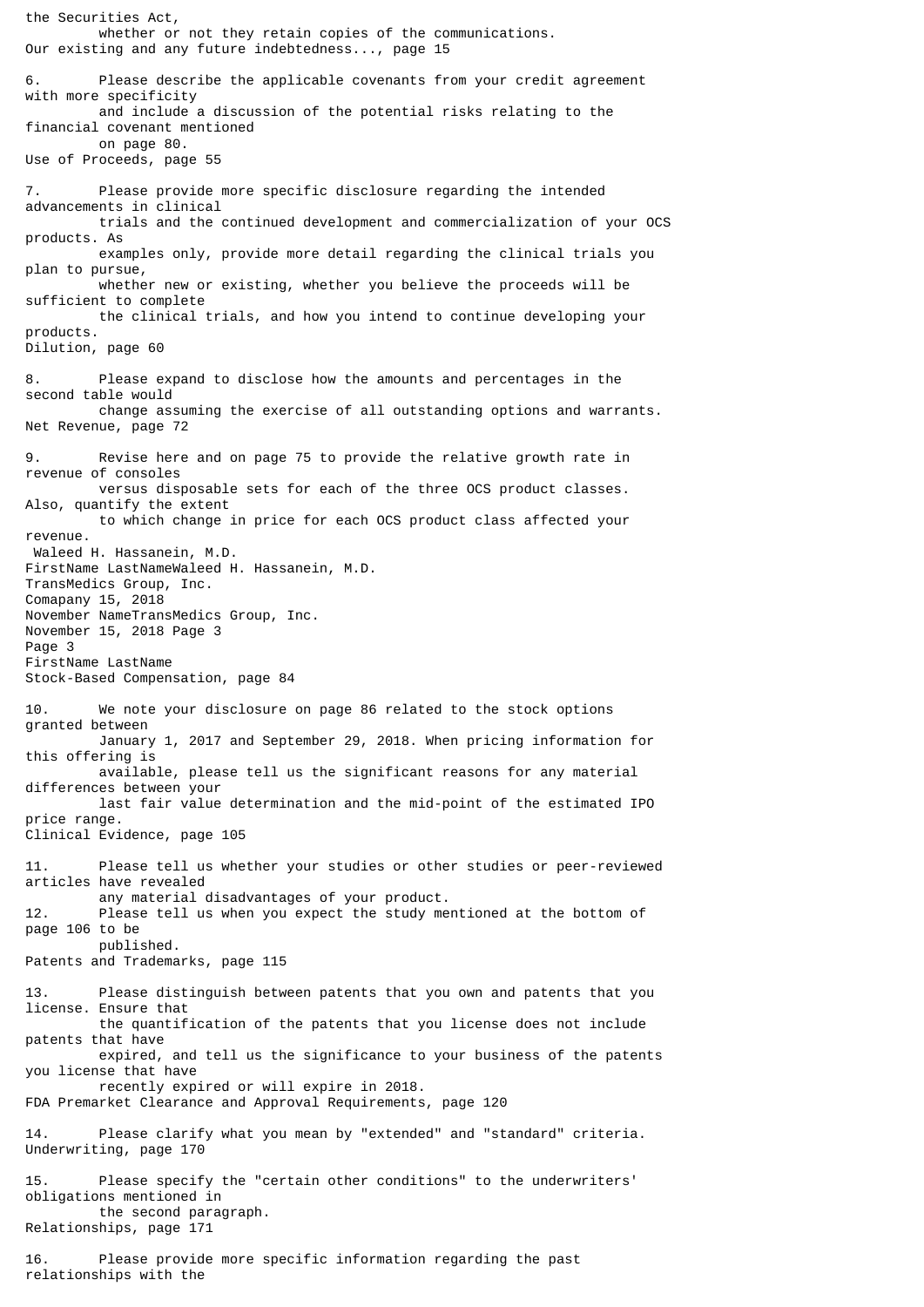the Securities Act, whether or not they retain copies of the communications.

Our existing and any future indebtedness..., page 15

6. Please describe the applicable covenants from your credit agreement with more specificity and include a discussion of the potential risks relating to the financial covenant mentioned on page 80.

Use of Proceeds, page 55

7. Please provide more specific disclosure regarding the intended advancements in clinical trials and the continued development and commercialization of your OCS products. As examples only, provide more detail regarding the clinical trials you plan to pursue, whether new or existing, whether you believe the proceeds will be sufficient to complete the clinical trials, and how you intend to continue developing your products.

Dilution, page 60

8. Please expand to disclose how the amounts and percentages in the second table would change assuming the exercise of all outstanding options and warrants.

Net Revenue, page 72

9. Revise here and on page 75 to provide the relative growth rate in revenue of consoles versus disposable sets for each of the three OCS product classes. Also, quantify the extent to which change in price for each OCS product class affected your revenue.

Stock-Based Compensation, page 84

10. We note your disclosure on page 86 related to the stock options granted between January 1, 2017 and September 29, 2018. When pricing information for this offering is available, please tell us the significant reasons for any material differences between your last fair value determination and the mid-point of the estimated IPO price range.

Clinical Evidence, page 105

11. Please tell us whether your studies or other studies or peer-reviewed articles have revealed any material disadvantages of your product.

12. Please tell us when you expect the study mentioned at the bottom of page 106 to be published.

Patents and Trademarks, page 115

13. Please distinguish between patents that you own and patents that you license. Ensure that the quantification of the patents that you license does not include patents that have expired, and tell us the significance to your business of the patents you license that have recently expired or will expire in 2018.

FDA Premarket Clearance and Approval Requirements, page 120

14. Please clarify what you mean by "extended" and "standard" criteria.

Underwriting, page 170

15. Please specify the "certain other conditions" to the underwriters' obligations mentioned in the second paragraph.

Relationships, page 171

16. Please provide more specific information regarding the past relationships with the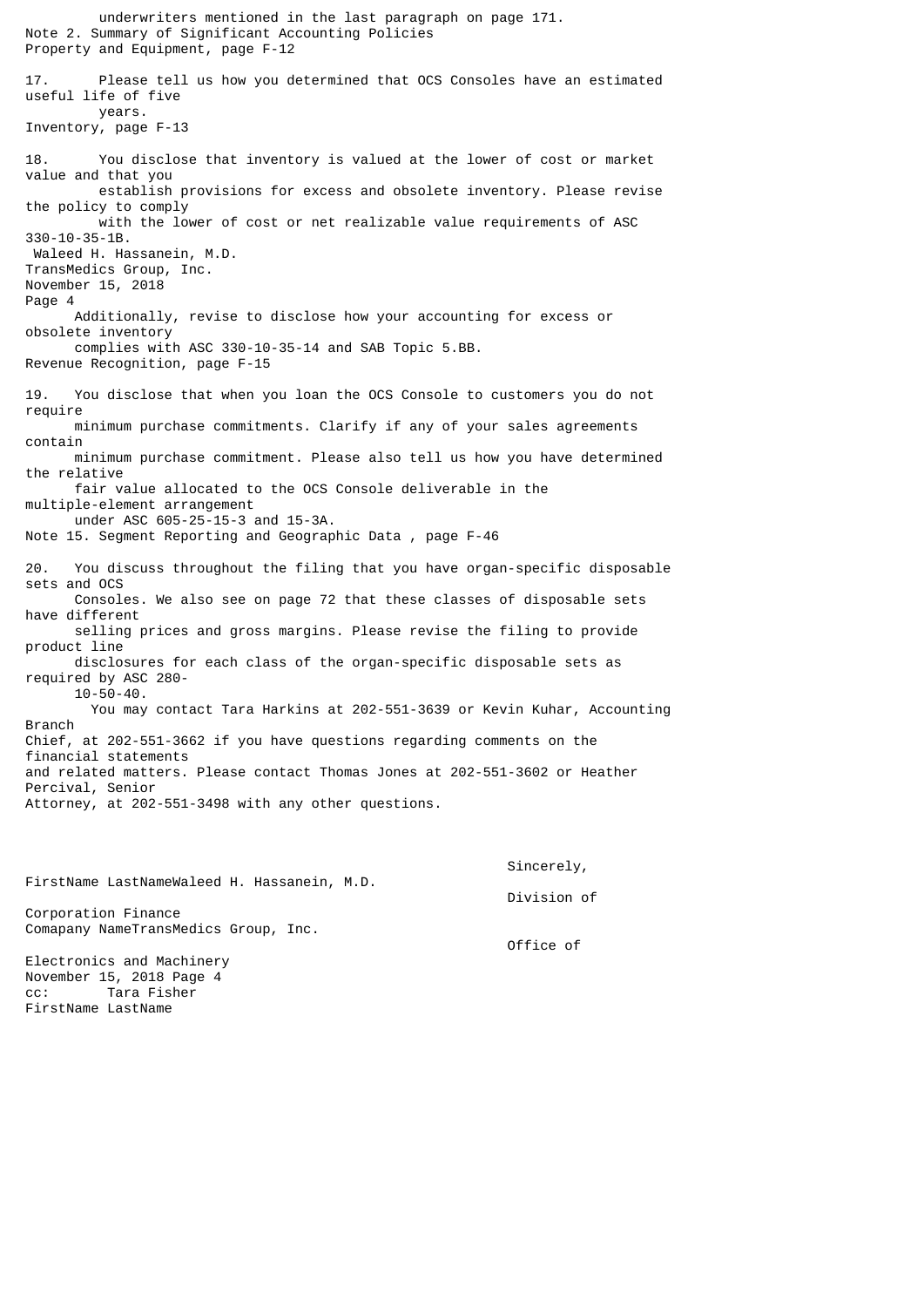underwriters mentioned in the last paragraph on page 171.

Note 2. Summary of Significant Accounting Policies

Property and Equipment, page F-12

17. Please tell us how you determined that OCS Consoles have an estimated useful life of five years.

Inventory, page F-13

18. You disclose that inventory is valued at the lower of cost or market value and that you establish provisions for excess and obsolete inventory. Please revise the policy to comply with the lower of cost or net realizable value requirements of ASC 330-10-35-1B.

Additionally, revise to disclose how your accounting for excess or obsolete inventory complies with ASC 330-10-35-14 and SAB Topic 5.BB.

Revenue Recognition, page F-15

19. You disclose that when you loan the OCS Console to customers you do not require minimum purchase commitments. Clarify if any of your sales agreements contain minimum purchase commitment. Please also tell us how you have determined the relative fair value allocated to the OCS Console deliverable in the multiple-element arrangement under ASC 605-25-15-3 and 15-3A.

Note 15. Segment Reporting and Geographic Data , page F-46

20. You discuss throughout the filing that you have organ-specific disposable sets and OCS Consoles. We also see on page 72 that these classes of disposable sets have different selling prices and gross margins. Please revise the filing to provide product line disclosures for each class of the organ-specific disposable sets as required by ASC 280-10-50-40.

You may contact Tara Harkins at 202-551-3639 or Kevin Kuhar, Accounting Branch Chief, at 202-551-3662 if you have questions regarding comments on the financial statements and related matters. Please contact Thomas Jones at 202-551-3602 or Heather Percival, Senior Attorney, at 202-551-3498 with any other questions.

Sincerely,

Division of Corporation Finance

Office of Electronics and Machinery

cc: Tara Fisher